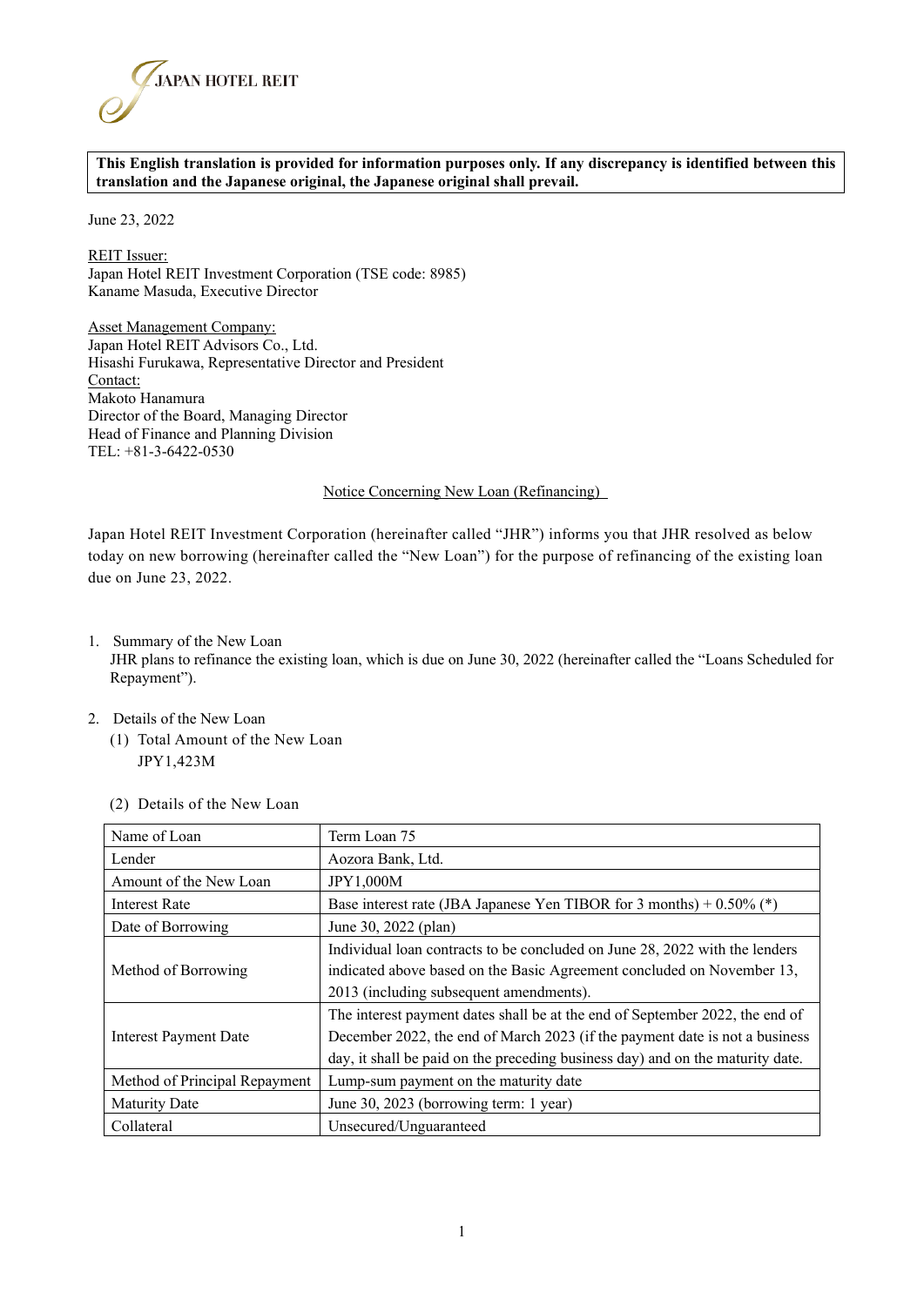JAPAN HOTEL REIT

**This English translation is provided for information purposes only. If any discrepancy is identified between this translation and the Japanese original, the Japanese original shall prevail.**

June 23, 2022

REIT Issuer:
Japan Hotel REIT Investment Corporation (TSE code: 8985)
Kaname Masuda, Executive Director

Asset Management Company:
Japan Hotel REIT Advisors Co., Ltd.
Hisashi Furukawa, Representative Director and President
Contact:
Makoto Hanamura
Director of the Board, Managing Director
Head of Finance and Planning Division
TEL: +81-3-6422-0530

Notice Concerning New Loan (Refinancing)

Japan Hotel REIT Investment Corporation (hereinafter called "JHR") informs you that JHR resolved as below today on new borrowing (hereinafter called the "New Loan") for the purpose of refinancing of the existing loan due on June 23, 2022.

1. Summary of the New Loan
   JHR plans to refinance the existing loan, which is due on June 30, 2022 (hereinafter called the "Loans Scheduled for Repayment").

2. Details of the New Loan
   (1) Total Amount of the New Loan
   JPY1,423M

   (2) Details of the New Loan

| Name of Loan | Term Loan 75 |
|---|---|
| Lender | Aozora Bank, Ltd. |
| Amount of the New Loan | JPY1,000M |
| Interest Rate | Base interest rate (JBA Japanese Yen TIBOR for 3 months) + 0.50% (*) |
| Date of Borrowing | June 30, 2022 (plan) |
| Method of Borrowing | Individual loan contracts to be concluded on June 28, 2022 with the lenders indicated above based on the Basic Agreement concluded on November 13, 2013 (including subsequent amendments). |
| Interest Payment Date | The interest payment dates shall be at the end of September 2022, the end of December 2022, the end of March 2023 (if the payment date is not a business day, it shall be paid on the preceding business day) and on the maturity date. |
| Method of Principal Repayment | Lump-sum payment on the maturity date |
| Maturity Date | June 30, 2023 (borrowing term: 1 year) |
| Collateral | Unsecured/Unguaranteed |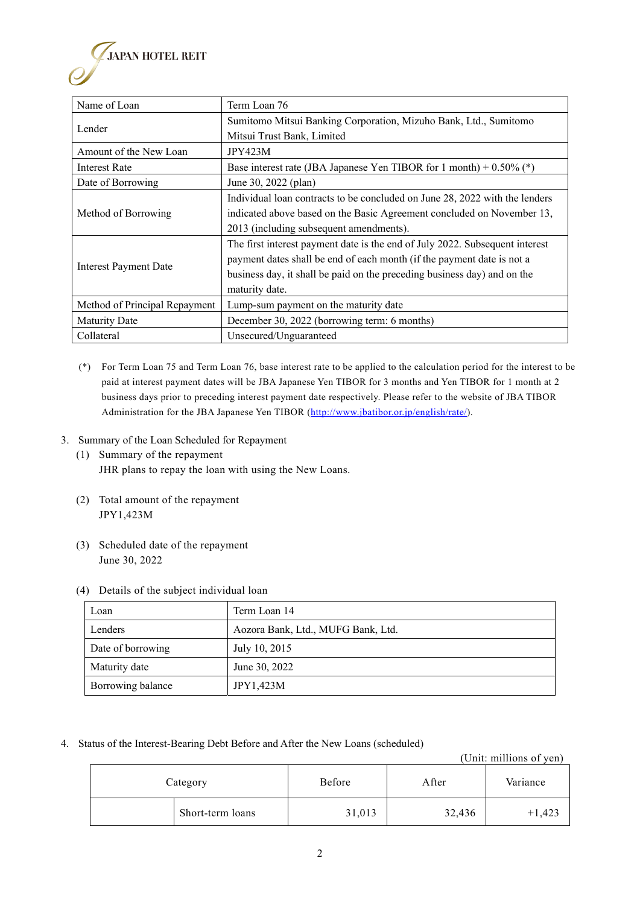| Name of Loan | Term Loan 76 |
|---|---|
| Lender | Sumitomo Mitsui Banking Corporation, Mizuho Bank, Ltd., Sumitomo Mitsui Trust Bank, Limited |
| Amount of the New Loan | JPY423M |
| Interest Rate | Base interest rate (JBA Japanese Yen TIBOR for 1 month) + 0.50% (*) |
| Date of Borrowing | June 30, 2022 (plan) |
| Method of Borrowing | Individual loan contracts to be concluded on June 28, 2022 with the lenders indicated above based on the Basic Agreement concluded on November 13, 2013 (including subsequent amendments). |
| Interest Payment Date | The first interest payment date is the end of July 2022. Subsequent interest payment dates shall be end of each month (if the payment date is not a business day, it shall be paid on the preceding business day) and on the maturity date. |
| Method of Principal Repayment | Lump-sum payment on the maturity date |
| Maturity Date | December 30, 2022 (borrowing term: 6 months) |
| Collateral | Unsecured/Unguaranteed |

(*) For Term Loan 75 and Term Loan 76, base interest rate to be applied to the calculation period for the interest to be paid at interest payment dates will be JBA Japanese Yen TIBOR for 3 months and Yen TIBOR for 1 month at 2 business days prior to preceding interest payment date respectively. Please refer to the website of JBA TIBOR Administration for the JBA Japanese Yen TIBOR (http://www.jbatibor.or.jp/english/rate/).

3. Summary of the Loan Scheduled for Repayment

(1) Summary of the repayment

JHR plans to repay the loan with using the New Loans.

(2) Total amount of the repayment

JPY1,423M

(3) Scheduled date of the repayment

June 30, 2022

(4) Details of the subject individual loan

| Loan | Term Loan 14 |
|---|---|
| Lenders | Aozora Bank, Ltd., MUFG Bank, Ltd. |
| Date of borrowing | July 10, 2015 |
| Maturity date | June 30, 2022 |
| Borrowing balance | JPY1,423M |

4. Status of the Interest-Bearing Debt Before and After the New Loans (scheduled)

(Unit: millions of yen)

| Category | | Before | After | Variance |
|---|---|---|---|---|
| | Short-term loans | 31,013 | 32,436 | +1,423 |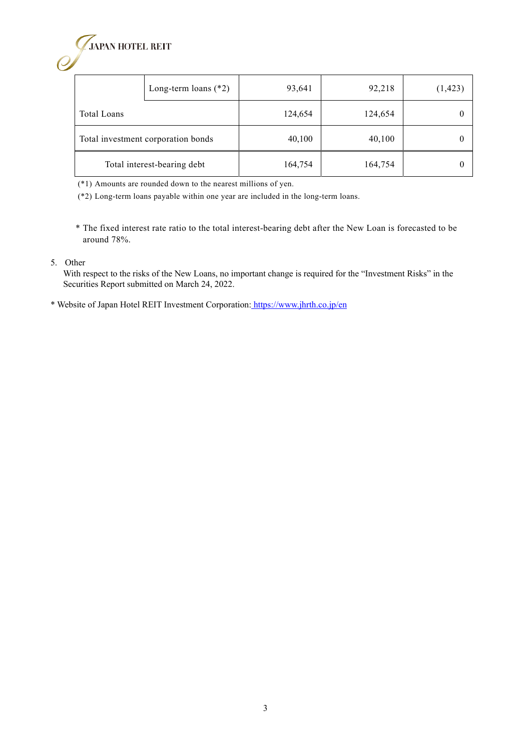| | | | | |
|---|---|---|---|---|
| | Long-term loans (*2) | 93,641 | 92,218 | (1,423) |
| Total Loans | | 124,654 | 124,654 | 0 |
| Total investment corporation bonds | | 40,100 | 40,100 | 0 |
| Total interest-bearing debt | | 164,754 | 164,754 | 0 |

(*1) Amounts are rounded down to the nearest millions of yen.

(*2) Long-term loans payable within one year are included in the long-term loans.

* The fixed interest rate ratio to the total interest-bearing debt after the New Loan is forecasted to be around 78%.

5. Other

With respect to the risks of the New Loans, no important change is required for the "Investment Risks" in the Securities Report submitted on March 24, 2022.

* Website of Japan Hotel REIT Investment Corporation: https://www.jhrth.co.jp/en